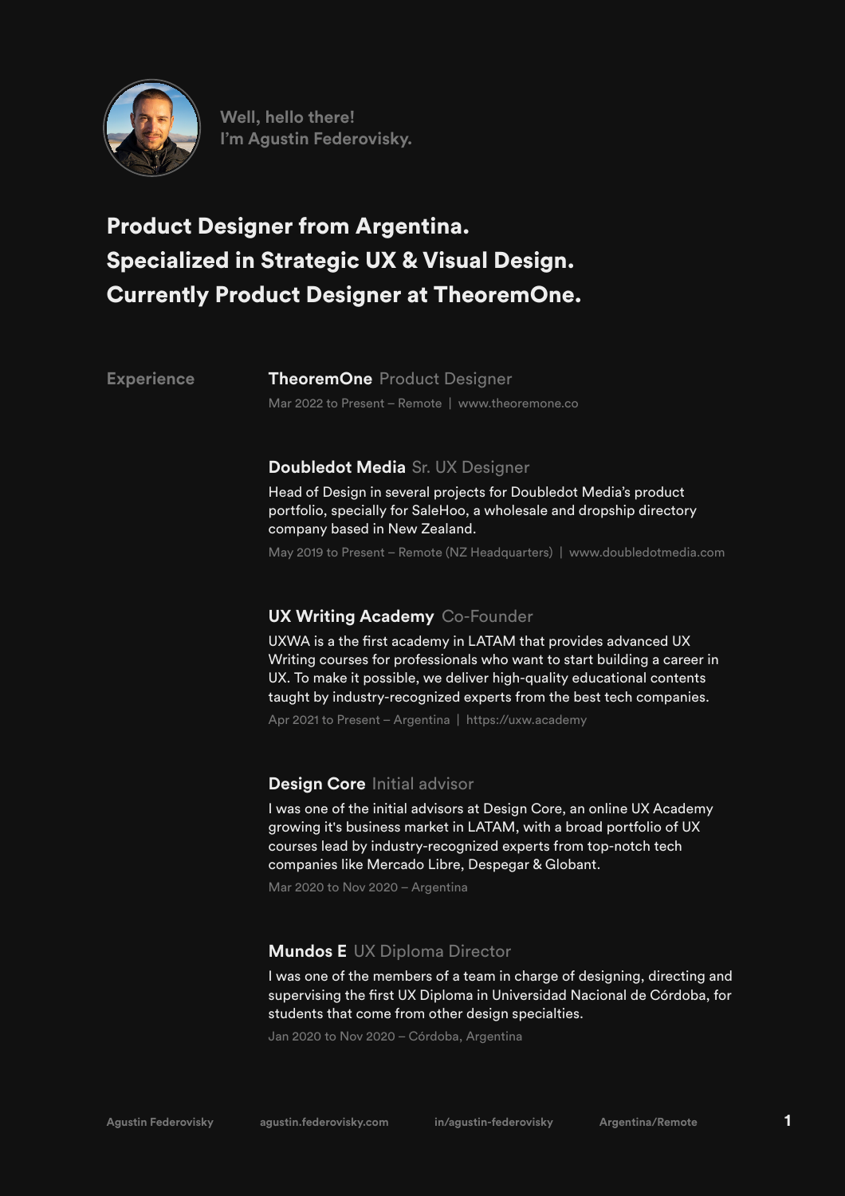Well, hello there!
I'm Agustin Federovisky.

# Product Designer from Argentina.
# Specialized in Strategic UX & Visual Design.
# Currently Product Designer at TheoremOne.

## Experience

### **TheoremOne** Product Designer

Mar 2022 to Present – Remote | www.theoremone.co

### **Doubledot Media** Sr. UX Designer

Head of Design in several projects for Doubledot Media's product portfolio, specially for SaleHoo, a wholesale and dropship directory company based in New Zealand.

May 2019 to Present – Remote (NZ Headquarters) | www.doubledotmedia.com

### **UX Writing Academy** Co-Founder

UXWA is a the first academy in LATAM that provides advanced UX Writing courses for professionals who want to start building a career in UX. To make it possible, we deliver high-quality educational contents taught by industry-recognized experts from the best tech companies.

Apr 2021 to Present – Argentina | https://uxw.academy

### **Design Core** Initial advisor

I was one of the initial advisors at Design Core, an online UX Academy growing it's business market in LATAM, with a broad portfolio of UX courses lead by industry-recognized experts from top-notch tech companies like Mercado Libre, Despegar & Globant.

Mar 2020 to Nov 2020 – Argentina

### **Mundos E** UX Diploma Director

I was one of the members of a team in charge of designing, directing and supervising the first UX Diploma in Universidad Nacional de Córdoba, for students that come from other design specialties.

Jan 2020 to Nov 2020 – Córdoba, Argentina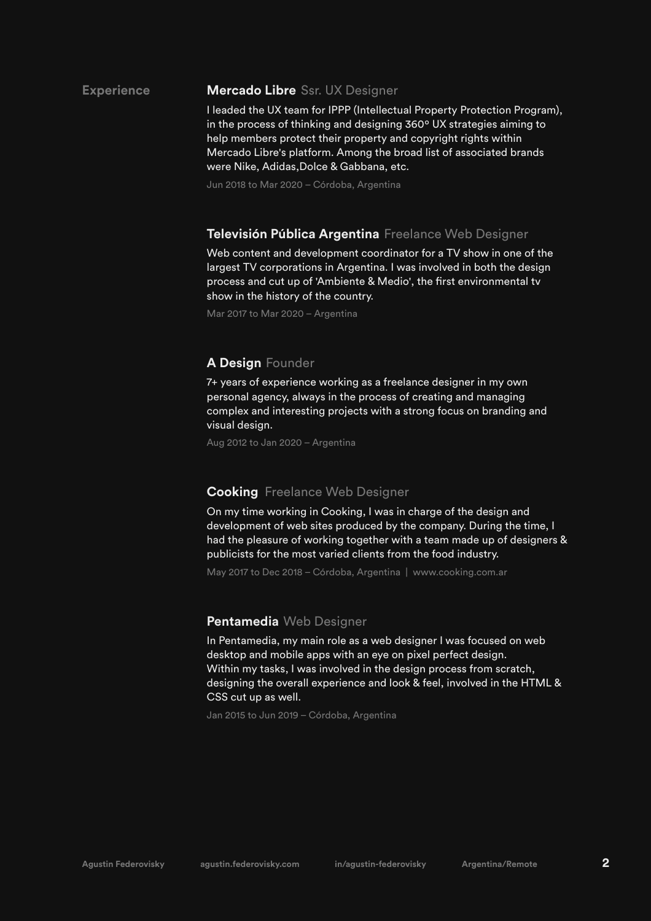## Experience

### **Mercado Libre** Ssr. UX Designer

I leaded the UX team for IPPP (Intellectual Property Protection Program), in the process of thinking and designing 360º UX strategies aiming to help members protect their property and copyright rights within Mercado Libre's platform. Among the broad list of associated brands were Nike, Adidas,Dolce & Gabbana, etc.

Jun 2018 to Mar 2020 – Córdoba, Argentina

### **Televisión Pública Argentina** Freelance Web Designer

Web content and development coordinator for a TV show in one of the largest TV corporations in Argentina. I was involved in both the design process and cut up of 'Ambiente & Medio', the first environmental tv show in the history of the country.

Mar 2017 to Mar 2020 – Argentina

### **A Design** Founder

7+ years of experience working as a freelance designer in my own personal agency, always in the process of creating and managing complex and interesting projects with a strong focus on branding and visual design.

Aug 2012 to Jan 2020 – Argentina

### **Cooking** Freelance Web Designer

On my time working in Cooking, I was in charge of the design and development of web sites produced by the company. During the time, I had the pleasure of working together with a team made up of designers & publicists for the most varied clients from the food industry.

May 2017 to Dec 2018 – Córdoba, Argentina | www.cooking.com.ar

### **Pentamedia** Web Designer

In Pentamedia, my main role as a web designer I was focused on web desktop and mobile apps with an eye on pixel perfect design.
Within my tasks, I was involved in the design process from scratch, designing the overall experience and look & feel, involved in the HTML & CSS cut up as well.

Jan 2015 to Jun 2019 – Córdoba, Argentina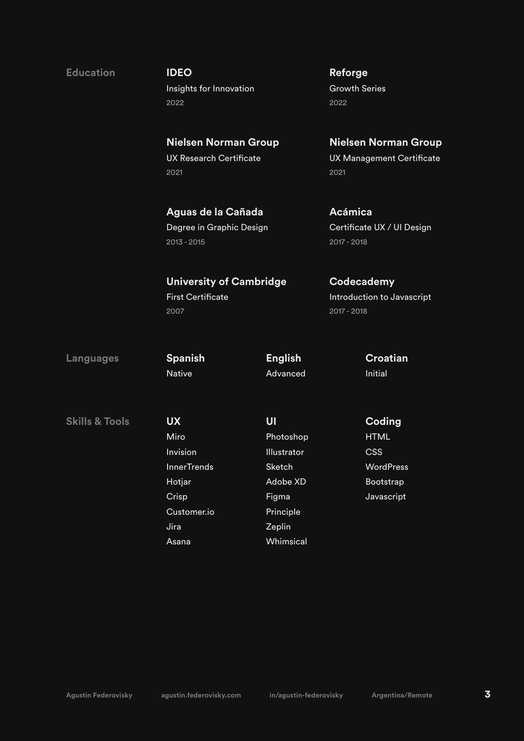## Education

**IDEO**
Insights for Innovation
2022

**Reforge**
Growth Series
2022

**Nielsen Norman Group**
UX Research Certificate
2021

**Nielsen Norman Group**
UX Management Certificate
2021

**Aguas de la Cañada**
Degree in Graphic Design
2013 - 2015

**Acámica**
Certificate UX / UI Design
2017 - 2018

**University of Cambridge**
First Certificate
2007

**Codecademy**
Introduction to Javascript
2017 - 2018

## Languages

**Spanish**
Native

**English**
Advanced

**Croatian**
Initial

## Skills & Tools

**UX**
- Miro
- Invision
- InnerTrends
- Hotjar
- Crisp
- Customer.io
- Jira
- Asana

**UI**
- Photoshop
- Illustrator
- Sketch
- Adobe XD
- Figma
- Principle
- Zeplin
- Whimsical

**Coding**
- HTML
- CSS
- WordPress
- Bootstrap
- Javascript